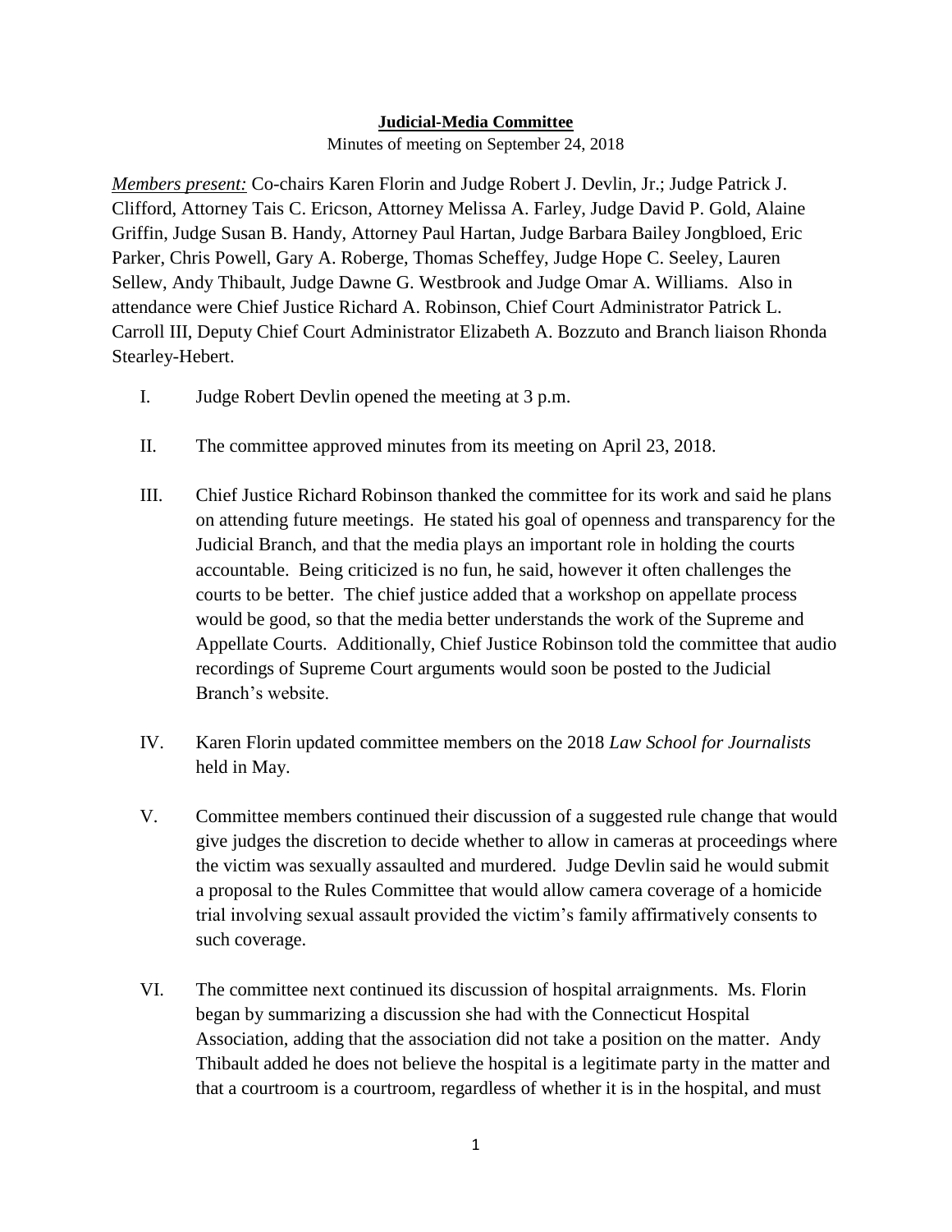**Judicial-Media Committee**

Minutes of meeting on September 24, 2018

*Members present:* Co-chairs Karen Florin and Judge Robert J. Devlin, Jr.; Judge Patrick J. Clifford, Attorney Tais C. Ericson, Attorney Melissa A. Farley, Judge David P. Gold, Alaine Griffin, Judge Susan B. Handy, Attorney Paul Hartan, Judge Barbara Bailey Jongbloed, Eric Parker, Chris Powell, Gary A. Roberge, Thomas Scheffey, Judge Hope C. Seeley, Lauren Sellew, Andy Thibault, Judge Dawne G. Westbrook and Judge Omar A. Williams. Also in attendance were Chief Justice Richard A. Robinson, Chief Court Administrator Patrick L. Carroll III, Deputy Chief Court Administrator Elizabeth A. Bozzuto and Branch liaison Rhonda Stearley-Hebert.

I. Judge Robert Devlin opened the meeting at 3 p.m.

II. The committee approved minutes from its meeting on April 23, 2018.

III. Chief Justice Richard Robinson thanked the committee for its work and said he plans on attending future meetings. He stated his goal of openness and transparency for the Judicial Branch, and that the media plays an important role in holding the courts accountable. Being criticized is no fun, he said, however it often challenges the courts to be better. The chief justice added that a workshop on appellate process would be good, so that the media better understands the work of the Supreme and Appellate Courts. Additionally, Chief Justice Robinson told the committee that audio recordings of Supreme Court arguments would soon be posted to the Judicial Branch's website.

IV. Karen Florin updated committee members on the 2018 *Law School for Journalists* held in May.

V. Committee members continued their discussion of a suggested rule change that would give judges the discretion to decide whether to allow in cameras at proceedings where the victim was sexually assaulted and murdered. Judge Devlin said he would submit a proposal to the Rules Committee that would allow camera coverage of a homicide trial involving sexual assault provided the victim's family affirmatively consents to such coverage.

VI. The committee next continued its discussion of hospital arraignments. Ms. Florin began by summarizing a discussion she had with the Connecticut Hospital Association, adding that the association did not take a position on the matter. Andy Thibault added he does not believe the hospital is a legitimate party in the matter and that a courtroom is a courtroom, regardless of whether it is in the hospital, and must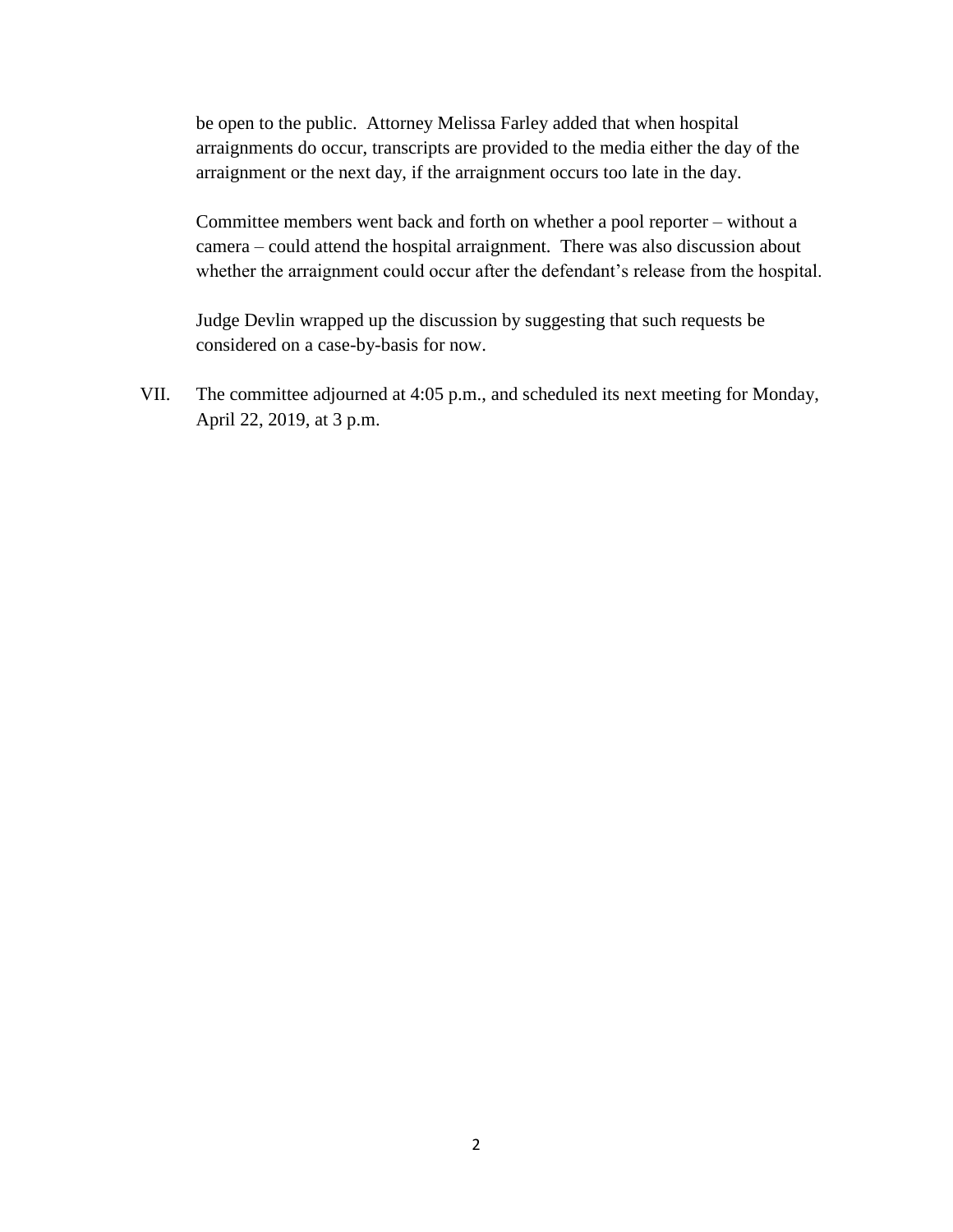be open to the public. Attorney Melissa Farley added that when hospital arraignments do occur, transcripts are provided to the media either the day of the arraignment or the next day, if the arraignment occurs too late in the day.

Committee members went back and forth on whether a pool reporter – without a camera – could attend the hospital arraignment. There was also discussion about whether the arraignment could occur after the defendant's release from the hospital.

Judge Devlin wrapped up the discussion by suggesting that such requests be considered on a case-by-basis for now.

VII. The committee adjourned at 4:05 p.m., and scheduled its next meeting for Monday, April 22, 2019, at 3 p.m.